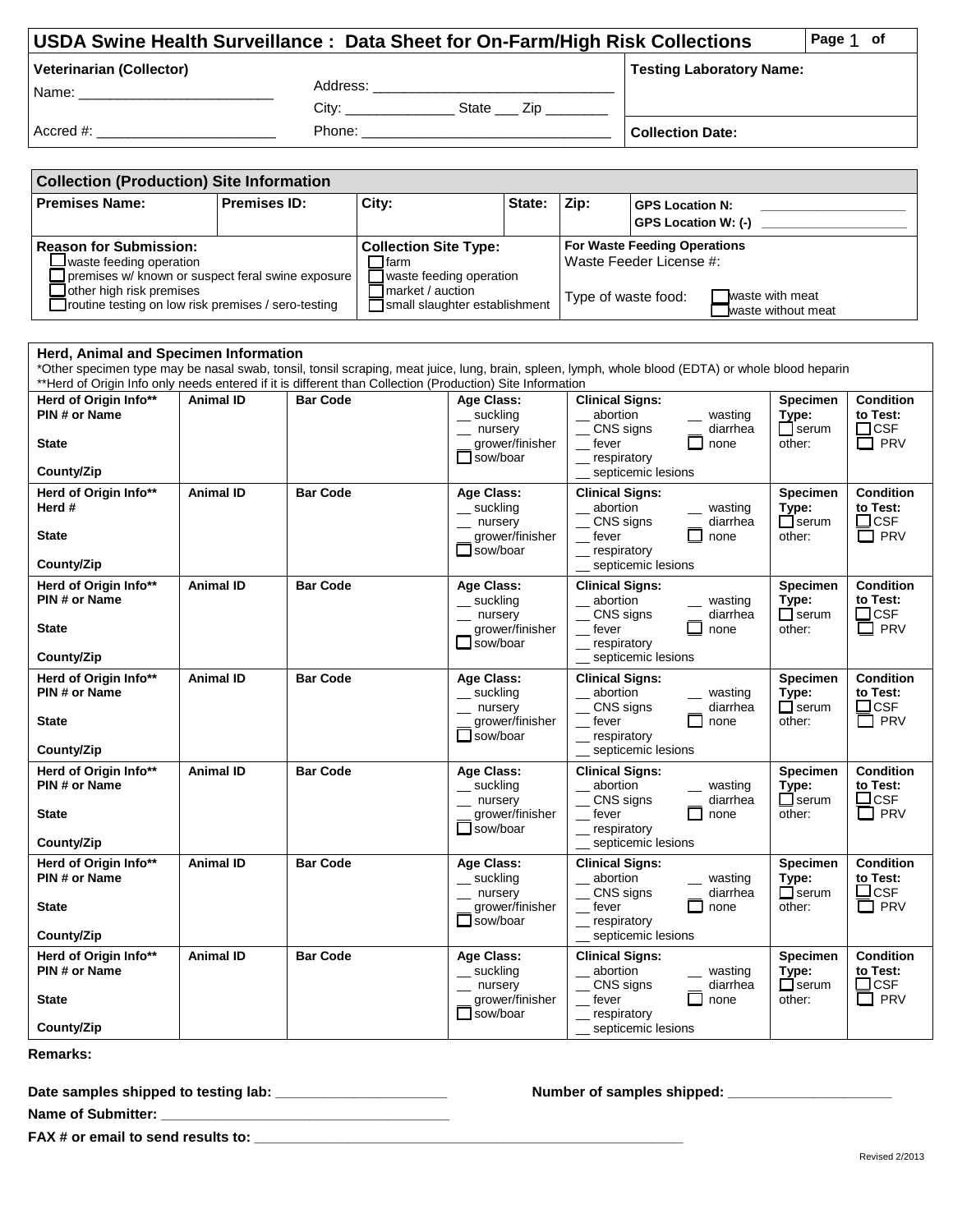# USDA Swine Health Surveillance : Data Sheet for On-Farm/High Risk Collections

Page 1 of

| Veterinarian (Collector) | | Testing Laboratory Name: |
|---|---|---|
| Name: ________________________ | Address: ______________________________ | |
| | City: ______________ State ___ Zip ________ | |
| Accred #: ______________________ | Phone: _______________________________ | Collection Date: |

## Collection (Production) Site Information

| Premises Name: | Premises ID: | City: | State: | Zip: | GPS Location N: ________________ GPS Location W: (-) ________________ |
|---|---|---|---|---|---|

| Reason for Submission: | Collection Site Type: | For Waste Feeding Operations |
|---|---|---|
| ☐ waste feeding operation<br>☐ premises w/ known or suspect feral swine exposure<br>☐ other high risk premises<br>☐ routine testing on low risk premises / sero-testing | ☐ farm<br>☐ waste feeding operation<br>☐ market / auction<br>☐ small slaughter establishment | Waste Feeder License #:<br><br>Type of waste food: ☐ waste with meat ☐ waste without meat |

## Herd, Animal and Specimen Information

*Other specimen type may be nasal swab, tonsil, tonsil scraping, meat juice, lung, brain, spleen, lymph, whole blood (EDTA) or whole blood heparin
**Herd of Origin Info only needs entered if it is different than Collection (Production) Site Information

| Herd of Origin Info** | Animal ID | Bar Code | Age Class: | Clinical Signs: | Specimen Type: | Condition to Test: |
|---|---|---|---|---|---|---|
| PIN # or Name<br>State<br>County/Zip | | | __ suckling<br>__ nursery<br>__ grower/finisher<br>☐ sow/boar | __ abortion __ wasting<br>__ CNS signs __ diarrhea<br>__ fever ☐ none<br>__ respiratory<br>__ septicemic lesions | ☐ serum<br>other: | ☐ CSF<br>☐ PRV |
| Herd #<br>State<br>County/Zip | | | __ suckling<br>__ nursery<br>__ grower/finisher<br>☐ sow/boar | __ abortion __ wasting<br>__ CNS signs __ diarrhea<br>__ fever ☐ none<br>__ respiratory<br>__ septicemic lesions | ☐ serum<br>other: | ☐ CSF<br>☐ PRV |
| PIN # or Name<br>State<br>County/Zip | | | __ suckling<br>__ nursery<br>__ grower/finisher<br>☐ sow/boar | __ abortion __ wasting<br>__ CNS signs __ diarrhea<br>__ fever ☐ none<br>__ respiratory<br>__ septicemic lesions | ☐ serum<br>other: | ☐ CSF<br>☐ PRV |
| PIN # or Name<br>State<br>County/Zip | | | __ suckling<br>__ nursery<br>__ grower/finisher<br>☐ sow/boar | __ abortion __ wasting<br>__ CNS signs __ diarrhea<br>__ fever ☐ none<br>__ respiratory<br>__ septicemic lesions | ☐ serum<br>other: | ☐ CSF<br>☐ PRV |
| PIN # or Name<br>State<br>County/Zip | | | __ suckling<br>__ nursery<br>__ grower/finisher<br>☐ sow/boar | __ abortion __ wasting<br>__ CNS signs __ diarrhea<br>__ fever ☐ none<br>__ respiratory<br>__ septicemic lesions | ☐ serum<br>other: | ☐ CSF<br>☐ PRV |
| PIN # or Name<br>State<br>County/Zip | | | __ suckling<br>__ nursery<br>__ grower/finisher<br>☐ sow/boar | __ abortion __ wasting<br>__ CNS signs __ diarrhea<br>__ fever ☐ none<br>__ respiratory<br>__ septicemic lesions | ☐ serum<br>other: | ☐ CSF<br>☐ PRV |
| PIN # or Name<br>State<br>County/Zip | | | __ suckling<br>__ nursery<br>__ grower/finisher<br>☐ sow/boar | __ abortion __ wasting<br>__ CNS signs __ diarrhea<br>__ fever ☐ none<br>__ respiratory<br>__ septicemic lesions | ☐ serum<br>other: | ☐ CSF<br>☐ PRV |

**Remarks:**

**Date samples shipped to testing lab:** ____________________ **Number of samples shipped:** ____________________

**Name of Submitter:** __________________________________

**FAX # or email to send results to:** ____________________________________________________

Revised 2/2013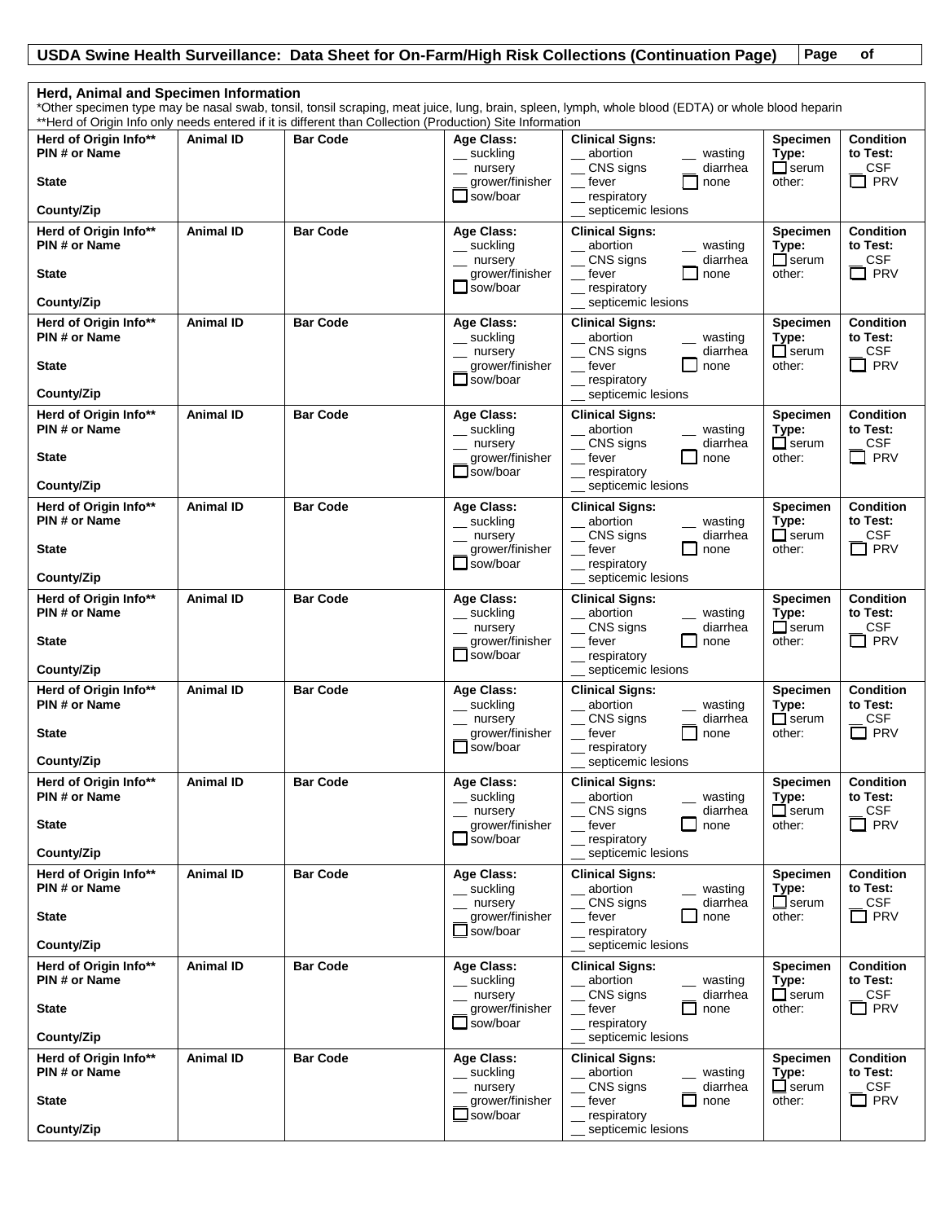## USDA Swine Health Surveillance: Data Sheet for On-Farm/High Risk Collections (Continuation Page)

**Herd, Animal and Specimen Information**

*Other specimen type may be nasal swab, tonsil, tonsil scraping, meat juice, lung, brain, spleen, lymph, whole blood (EDTA) or whole blood heparin

**Herd of Origin Info only needs entered if it is different than Collection (Production) Site Information

| Herd of Origin Info** | Animal ID | Bar Code | Age Class | Clinical Signs | Specimen Type | Condition to Test |
|---|---|---|---|---|---|---|
| PIN # or Name<br>State<br>County/Zip | | | __ suckling<br>__ nursery<br>__ grower/finisher<br>☐ sow/boar | __ abortion<br>__ CNS signs<br>__ fever<br>__ respiratory<br>__ septicemic lesions<br>__ wasting<br>__ diarrhea<br>☐ none | ☐ serum<br>other: | __ CSF<br>☐ PRV |
| PIN # or Name<br>State<br>County/Zip | | | __ suckling<br>__ nursery<br>__ grower/finisher<br>☐ sow/boar | __ abortion<br>__ CNS signs<br>__ fever<br>__ respiratory<br>__ septicemic lesions<br>__ wasting<br>__ diarrhea<br>☐ none | ☐ serum<br>other: | __ CSF<br>☐ PRV |
| PIN # or Name<br>State<br>County/Zip | | | __ suckling<br>__ nursery<br>__ grower/finisher<br>☐ sow/boar | __ abortion<br>__ CNS signs<br>__ fever<br>__ respiratory<br>__ septicemic lesions<br>__ wasting<br>__ diarrhea<br>☐ none | ☐ serum<br>other: | __ CSF<br>☐ PRV |
| PIN # or Name<br>State<br>County/Zip | | | __ suckling<br>__ nursery<br>__ grower/finisher<br>☐ sow/boar | __ abortion<br>__ CNS signs<br>__ fever<br>__ respiratory<br>__ septicemic lesions<br>__ wasting<br>__ diarrhea<br>☐ none | ☐ serum<br>other: | __ CSF<br>☐ PRV |
| PIN # or Name<br>State<br>County/Zip | | | __ suckling<br>__ nursery<br>__ grower/finisher<br>☐ sow/boar | __ abortion<br>__ CNS signs<br>__ fever<br>__ respiratory<br>__ septicemic lesions<br>__ wasting<br>__ diarrhea<br>☐ none | ☐ serum<br>other: | __ CSF<br>☐ PRV |
| PIN # or Name<br>State<br>County/Zip | | | __ suckling<br>__ nursery<br>__ grower/finisher<br>☐ sow/boar | __ abortion<br>__ CNS signs<br>__ fever<br>__ respiratory<br>__ septicemic lesions<br>__ wasting<br>__ diarrhea<br>☐ none | ☐ serum<br>other: | __ CSF<br>☐ PRV |
| PIN # or Name<br>State<br>County/Zip | | | __ suckling<br>__ nursery<br>__ grower/finisher<br>☐ sow/boar | __ abortion<br>__ CNS signs<br>__ fever<br>__ respiratory<br>__ septicemic lesions<br>__ wasting<br>__ diarrhea<br>☐ none | ☐ serum<br>other: | __ CSF<br>☐ PRV |
| PIN # or Name<br>State<br>County/Zip | | | __ suckling<br>__ nursery<br>__ grower/finisher<br>☐ sow/boar | __ abortion<br>__ CNS signs<br>__ fever<br>__ respiratory<br>__ septicemic lesions<br>__ wasting<br>__ diarrhea<br>☐ none | ☐ serum<br>other: | __ CSF<br>☐ PRV |
| PIN # or Name<br>State<br>County/Zip | | | __ suckling<br>__ nursery<br>__ grower/finisher<br>☐ sow/boar | __ abortion<br>__ CNS signs<br>__ fever<br>__ respiratory<br>__ septicemic lesions<br>__ wasting<br>__ diarrhea<br>☐ none | ☐ serum<br>other: | __ CSF<br>☐ PRV |
| PIN # or Name<br>State<br>County/Zip | | | __ suckling<br>__ nursery<br>__ grower/finisher<br>☐ sow/boar | __ abortion<br>__ CNS signs<br>__ fever<br>__ respiratory<br>__ septicemic lesions<br>__ wasting<br>__ diarrhea<br>☐ none | ☐ serum<br>other: | __ CSF<br>☐ PRV |
| PIN # or Name<br>State<br>County/Zip | | | __ suckling<br>__ nursery<br>__ grower/finisher<br>☐ sow/boar | __ abortion<br>__ CNS signs<br>__ fever<br>__ respiratory<br>__ septicemic lesions<br>__ wasting<br>__ diarrhea<br>☐ none | ☐ serum<br>other: | __ CSF<br>☐ PRV |